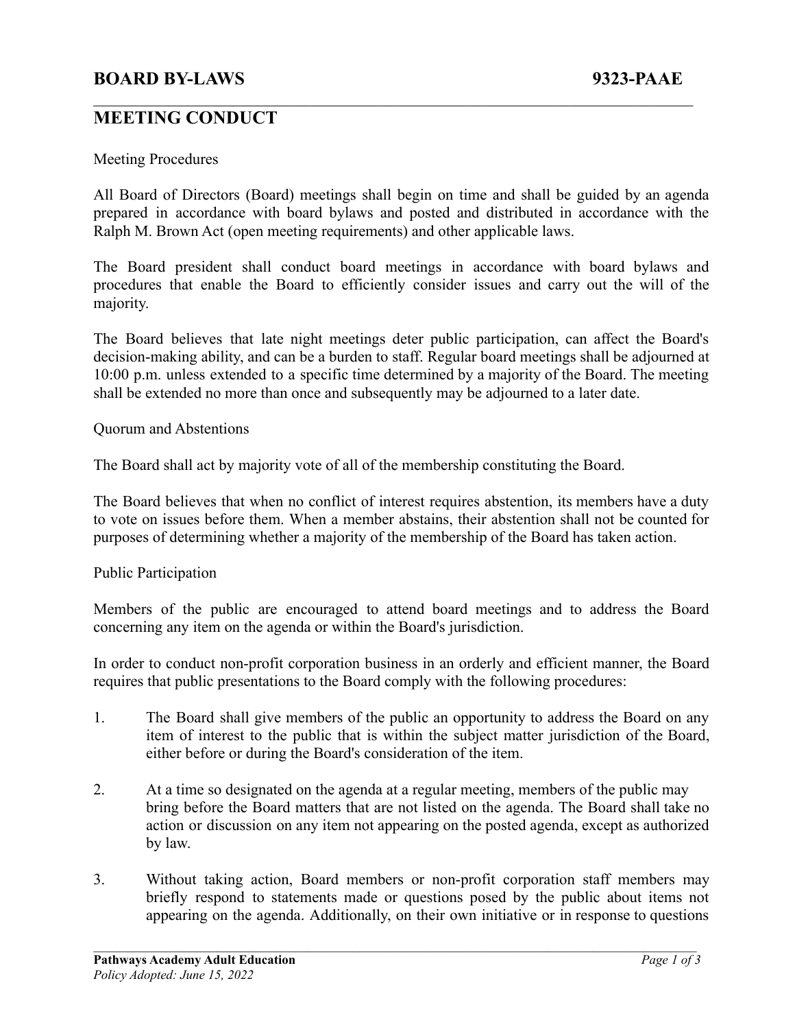# BOARD BY-LAWS 9323-PAAE

## MEETING CONDUCT

Meeting Procedures

All Board of Directors (Board) meetings shall begin on time and shall be guided by an agenda prepared in accordance with board bylaws and posted and distributed in accordance with the Ralph M. Brown Act (open meeting requirements) and other applicable laws.

The Board president shall conduct board meetings in accordance with board bylaws and procedures that enable the Board to efficiently consider issues and carry out the will of the majority.

The Board believes that late night meetings deter public participation, can affect the Board's decision-making ability, and can be a burden to staff. Regular board meetings shall be adjourned at 10:00 p.m. unless extended to a specific time determined by a majority of the Board. The meeting shall be extended no more than once and subsequently may be adjourned to a later date.

Quorum and Abstentions

The Board shall act by majority vote of all of the membership constituting the Board.

The Board believes that when no conflict of interest requires abstention, its members have a duty to vote on issues before them. When a member abstains, their abstention shall not be counted for purposes of determining whether a majority of the membership of the Board has taken action.

Public Participation

Members of the public are encouraged to attend board meetings and to address the Board concerning any item on the agenda or within the Board's jurisdiction.

In order to conduct non-profit corporation business in an orderly and efficient manner, the Board requires that public presentations to the Board comply with the following procedures:

1. The Board shall give members of the public an opportunity to address the Board on any item of interest to the public that is within the subject matter jurisdiction of the Board, either before or during the Board's consideration of the item.

2. At a time so designated on the agenda at a regular meeting, members of the public may bring before the Board matters that are not listed on the agenda. The Board shall take no action or discussion on any item not appearing on the posted agenda, except as authorized by law.

3. Without taking action, Board members or non-profit corporation staff members may briefly respond to statements made or questions posed by the public about items not appearing on the agenda. Additionally, on their own initiative or in response to questions

Pathways Academy Adult Education

*Policy Adopted: June 15, 2022*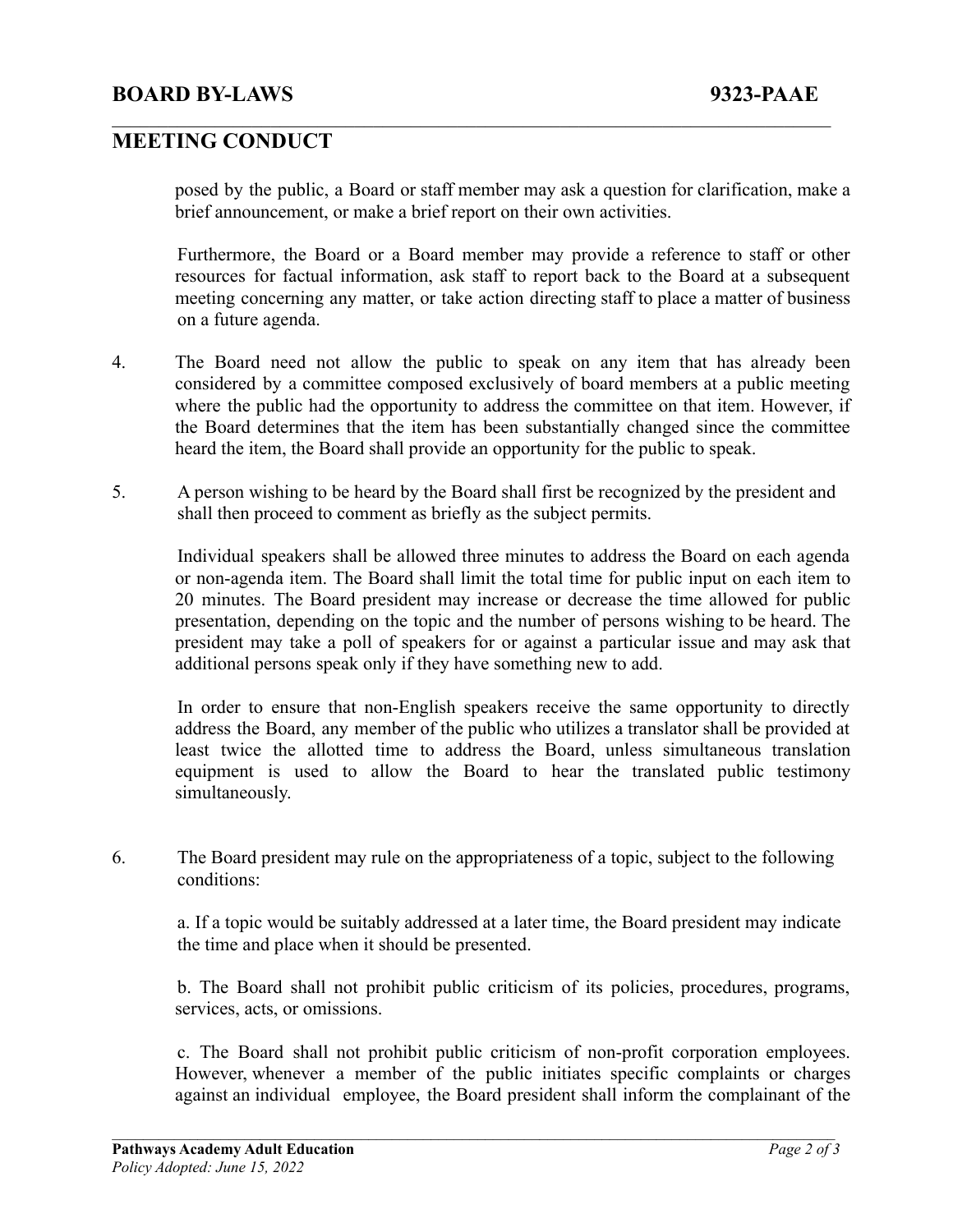posed by the public, a Board or staff member may ask a question for clarification, make a brief announcement, or make a brief report on their own activities.

Furthermore, the Board or a Board member may provide a reference to staff or other resources for factual information, ask staff to report back to the Board at a subsequent meeting concerning any matter, or take action directing staff to place a matter of business on a future agenda.

4. The Board need not allow the public to speak on any item that has already been considered by a committee composed exclusively of board members at a public meeting where the public had the opportunity to address the committee on that item. However, if the Board determines that the item has been substantially changed since the committee heard the item, the Board shall provide an opportunity for the public to speak.

5. A person wishing to be heard by the Board shall first be recognized by the president and shall then proceed to comment as briefly as the subject permits.

   Individual speakers shall be allowed three minutes to address the Board on each agenda or non-agenda item. The Board shall limit the total time for public input on each item to 20 minutes. The Board president may increase or decrease the time allowed for public presentation, depending on the topic and the number of persons wishing to be heard. The president may take a poll of speakers for or against a particular issue and may ask that additional persons speak only if they have something new to add.

   In order to ensure that non-English speakers receive the same opportunity to directly address the Board, any member of the public who utilizes a translator shall be provided at least twice the allotted time to address the Board, unless simultaneous translation equipment is used to allow the Board to hear the translated public testimony simultaneously.

6. The Board president may rule on the appropriateness of a topic, subject to the following conditions:

   a. If a topic would be suitably addressed at a later time, the Board president may indicate the time and place when it should be presented.

   b. The Board shall not prohibit public criticism of its policies, procedures, programs, services, acts, or omissions.

   c. The Board shall not prohibit public criticism of non-profit corporation employees. However, whenever a member of the public initiates specific complaints or charges against an individual employee, the Board president shall inform the complainant of the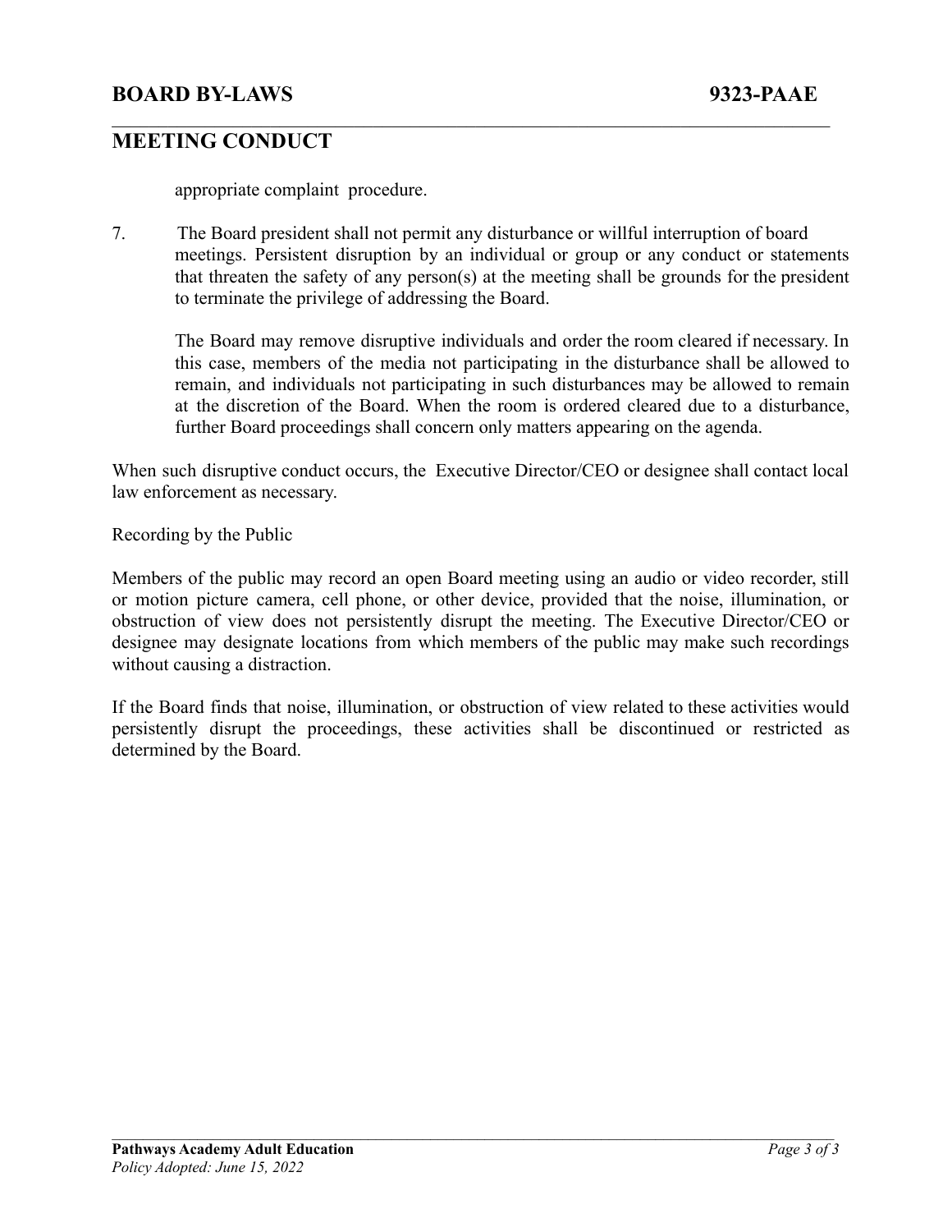appropriate complaint procedure.

7. The Board president shall not permit any disturbance or willful interruption of board meetings. Persistent disruption by an individual or group or any conduct or statements that threaten the safety of any person(s) at the meeting shall be grounds for the president to terminate the privilege of addressing the Board.

   The Board may remove disruptive individuals and order the room cleared if necessary. In this case, members of the media not participating in the disturbance shall be allowed to remain, and individuals not participating in such disturbances may be allowed to remain at the discretion of the Board. When the room is ordered cleared due to a disturbance, further Board proceedings shall concern only matters appearing on the agenda.

When such disruptive conduct occurs, the Executive Director/CEO or designee shall contact local law enforcement as necessary.

Recording by the Public

Members of the public may record an open Board meeting using an audio or video recorder, still or motion picture camera, cell phone, or other device, provided that the noise, illumination, or obstruction of view does not persistently disrupt the meeting. The Executive Director/CEO or designee may designate locations from which members of the public may make such recordings without causing a distraction.

If the Board finds that noise, illumination, or obstruction of view related to these activities would persistently disrupt the proceedings, these activities shall be discontinued or restricted as determined by the Board.